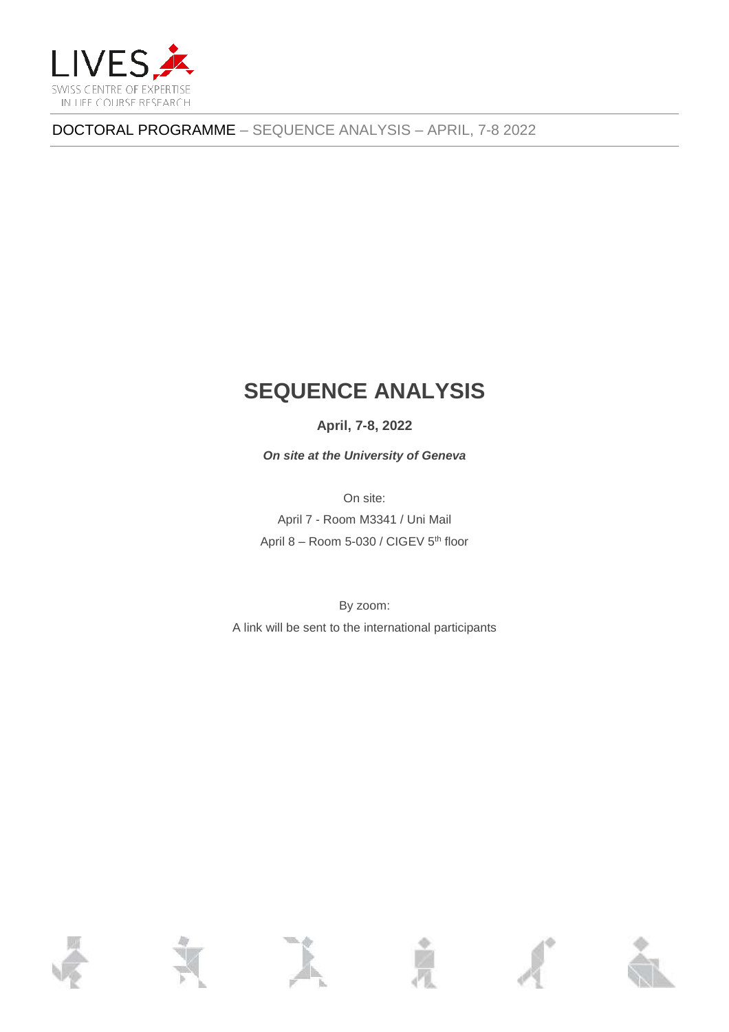DOCTORAL PROGRAMME – SEQUENCE ANALYSIS – APRIL, 7-8 2022

# SEQUENCE ANALYSIS

**April, 7-8, 2022**

***On site at the University of Geneva***

On site:

April 7 - Room M3341 / Uni Mail

April 8 – Room 5-030 / CIGEV 5th floor

By zoom:

A link will be sent to the international participants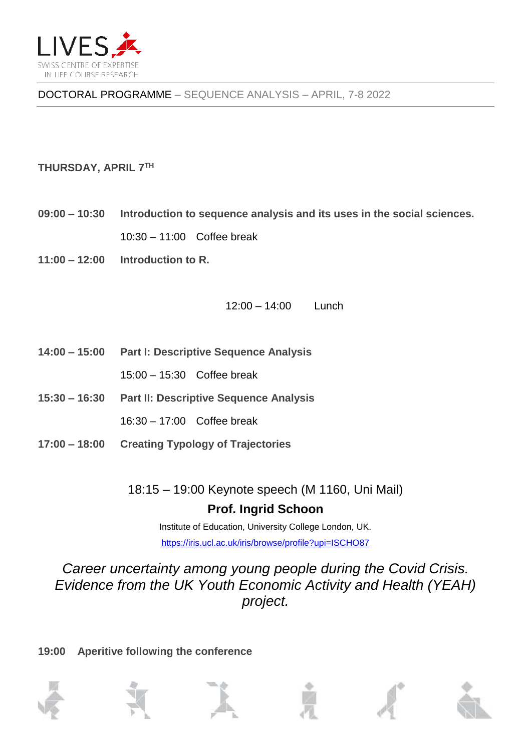DOCTORAL PROGRAMME – SEQUENCE ANALYSIS – APRIL, 7-8 2022

**THURSDAY, APRIL 7TH**

**09:00 – 10:30** **Introduction to sequence analysis and its uses in the social sciences.**

10:30 – 11:00 Coffee break

**11:00 – 12:00** **Introduction to R.**

12:00 – 14:00 Lunch

**14:00 – 15:00** **Part I: Descriptive Sequence Analysis**

15:00 – 15:30 Coffee break

**15:30 – 16:30** **Part II: Descriptive Sequence Analysis**

16:30 – 17:00 Coffee break

**17:00 – 18:00** **Creating Typology of Trajectories**

18:15 – 19:00 Keynote speech (M 1160, Uni Mail)

**Prof. Ingrid Schoon**

Institute of Education, University College London, UK.

https://iris.ucl.ac.uk/iris/browse/profile?upi=ISCHO87

*Career uncertainty among young people during the Covid Crisis. Evidence from the UK Youth Economic Activity and Health (YEAH) project.*

**19:00** **Aperitive following the conference**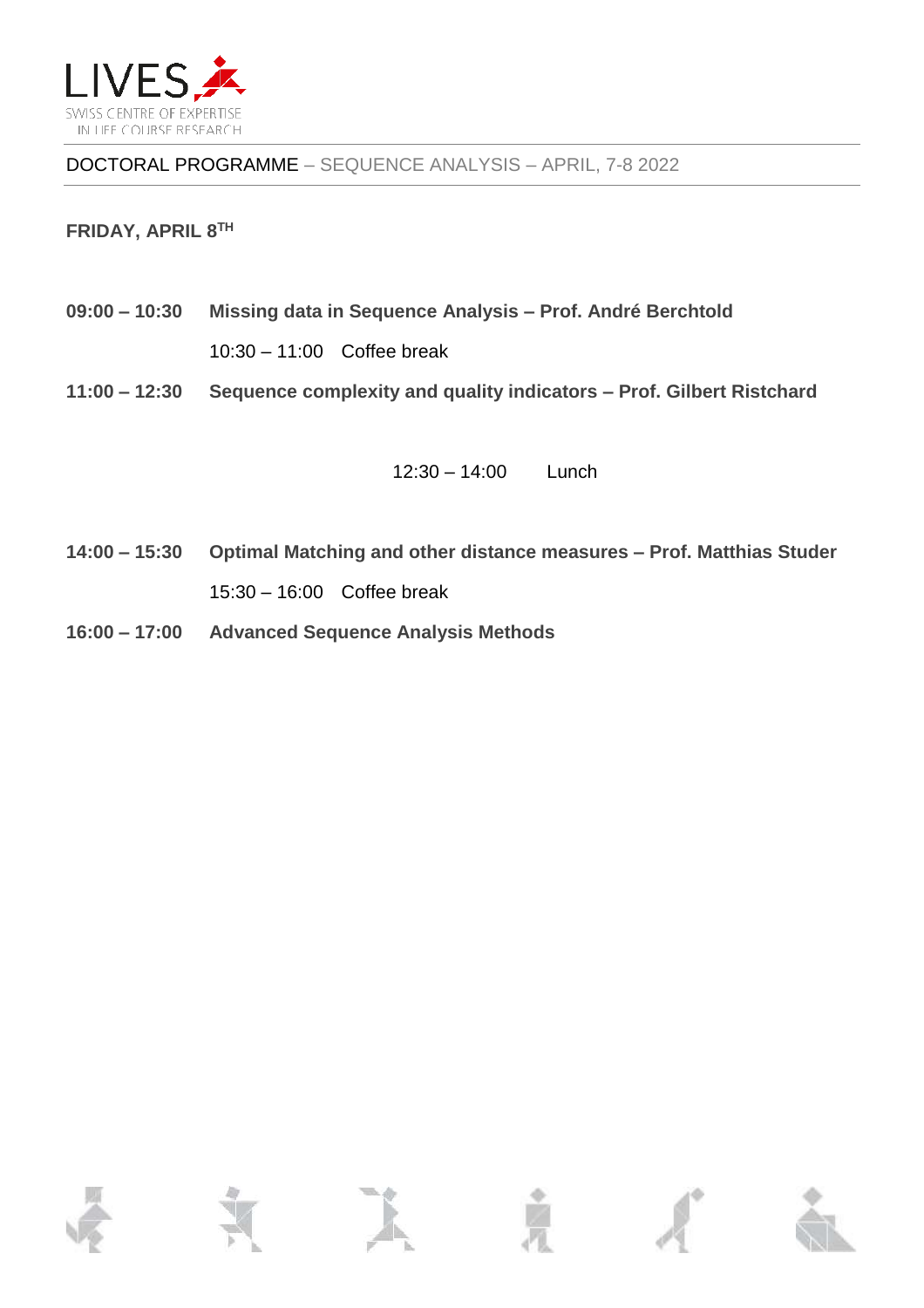DOCTORAL PROGRAMME – SEQUENCE ANALYSIS – APRIL, 7-8 2022

**FRIDAY, APRIL 8TH**

**09:00 – 10:30** **Missing data in Sequence Analysis – Prof. André Berchtold**

10:30 – 11:00 Coffee break

**11:00 – 12:30** **Sequence complexity and quality indicators – Prof. Gilbert Ristchard**

12:30 – 14:00 Lunch

**14:00 – 15:30** **Optimal Matching and other distance measures – Prof. Matthias Studer**

15:30 – 16:00 Coffee break

**16:00 – 17:00** **Advanced Sequence Analysis Methods**